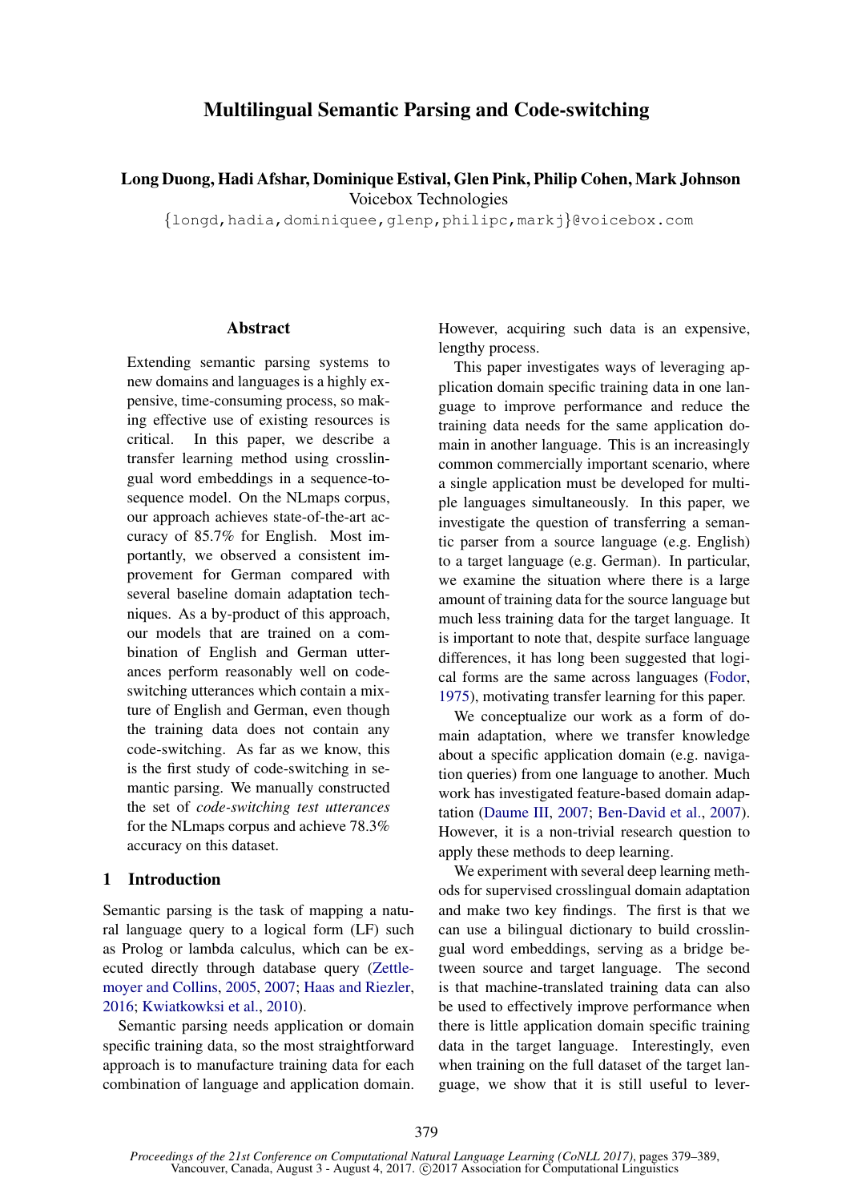# Multilingual Semantic Parsing and Code-switching

**Long Duong, Hadi Afshar, Dominique Estival, Glen Pink, Philip Cohen, Mark Johnson**
Voicebox Technologies
{longd,hadia,dominiquee,glenp,philipc,markj}@voicebox.com

## Abstract

Extending semantic parsing systems to new domains and languages is a highly expensive, time-consuming process, so making effective use of existing resources is critical. In this paper, we describe a transfer learning method using crosslingual word embeddings in a sequence-to-sequence model. On the NLmaps corpus, our approach achieves state-of-the-art accuracy of 85.7% for English. Most importantly, we observed a consistent improvement for German compared with several baseline domain adaptation techniques. As a by-product of this approach, our models that are trained on a combination of English and German utterances perform reasonably well on code-switching utterances which contain a mixture of English and German, even though the training data does not contain any code-switching. As far as we know, this is the first study of code-switching in semantic parsing. We manually constructed the set of *code-switching test utterances* for the NLmaps corpus and achieve 78.3% accuracy on this dataset.

## 1 Introduction

Semantic parsing is the task of mapping a natural language query to a logical form (LF) such as Prolog or lambda calculus, which can be executed directly through database query (Zettlemoyer and Collins, 2005, 2007; Haas and Riezler, 2016; Kwiatkowksi et al., 2010).

Semantic parsing needs application or domain specific training data, so the most straightforward approach is to manufacture training data for each combination of language and application domain. However, acquiring such data is an expensive, lengthy process.

This paper investigates ways of leveraging application domain specific training data in one language to improve performance and reduce the training data needs for the same application domain in another language. This is an increasingly common commercially important scenario, where a single application must be developed for multiple languages simultaneously. In this paper, we investigate the question of transferring a semantic parser from a source language (e.g. English) to a target language (e.g. German). In particular, we examine the situation where there is a large amount of training data for the source language but much less training data for the target language. It is important to note that, despite surface language differences, it has long been suggested that logical forms are the same across languages (Fodor, 1975), motivating transfer learning for this paper.

We conceptualize our work as a form of domain adaptation, where we transfer knowledge about a specific application domain (e.g. navigation queries) from one language to another. Much work has investigated feature-based domain adaptation (Daume III, 2007; Ben-David et al., 2007). However, it is a non-trivial research question to apply these methods to deep learning.

We experiment with several deep learning methods for supervised crosslingual domain adaptation and make two key findings. The first is that we can use a bilingual dictionary to build crosslingual word embeddings, serving as a bridge between source and target language. The second is that machine-translated training data can also be used to effectively improve performance when there is little application domain specific training data in the target language. Interestingly, even when training on the full dataset of the target language, we show that it is still useful to lever-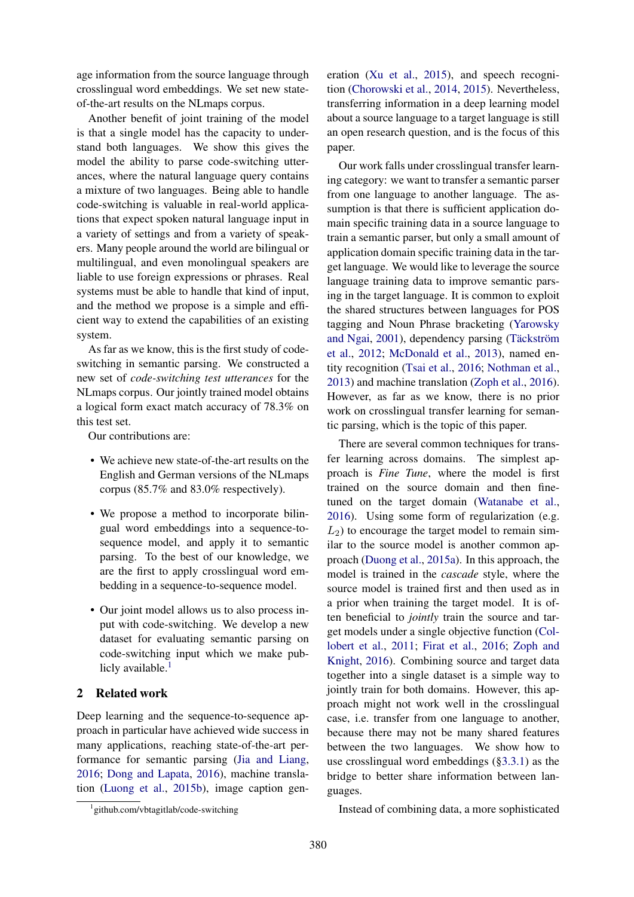age information from the source language through crosslingual word embeddings. We set new state-of-the-art results on the NLmaps corpus.

Another benefit of joint training of the model is that a single model has the capacity to understand both languages. We show this gives the model the ability to parse code-switching utterances, where the natural language query contains a mixture of two languages. Being able to handle code-switching is valuable in real-world applications that expect spoken natural language input in a variety of settings and from a variety of speakers. Many people around the world are bilingual or multilingual, and even monolingual speakers are liable to use foreign expressions or phrases. Real systems must be able to handle that kind of input, and the method we propose is a simple and efficient way to extend the capabilities of an existing system.

As far as we know, this is the first study of code-switching in semantic parsing. We constructed a new set of *code-switching test utterances* for the NLmaps corpus. Our jointly trained model obtains a logical form exact match accuracy of 78.3% on this test set.

Our contributions are:

- We achieve new state-of-the-art results on the English and German versions of the NLmaps corpus (85.7% and 83.0% respectively).
- We propose a method to incorporate bilingual word embeddings into a sequence-to-sequence model, and apply it to semantic parsing. To the best of our knowledge, we are the first to apply crosslingual word embedding in a sequence-to-sequence model.
- Our joint model allows us to also process input with code-switching. We develop a new dataset for evaluating semantic parsing on code-switching input which we make publicly available.[1]

## 2 Related work

Deep learning and the sequence-to-sequence approach in particular have achieved wide success in many applications, reaching state-of-the-art performance for semantic parsing (Jia and Liang, 2016; Dong and Lapata, 2016), machine translation (Luong et al., 2015b), image caption generation (Xu et al., 2015), and speech recognition (Chorowski et al., 2014, 2015). Nevertheless, transferring information in a deep learning model about a source language to a target language is still an open research question, and is the focus of this paper.

Our work falls under crosslingual transfer learning category: we want to transfer a semantic parser from one language to another language. The assumption is that there is sufficient application domain specific training data in a source language to train a semantic parser, but only a small amount of application domain specific training data in the target language. We would like to leverage the source language training data to improve semantic parsing in the target language. It is common to exploit the shared structures between languages for POS tagging and Noun Phrase bracketing (Yarowsky and Ngai, 2001), dependency parsing (Täckström et al., 2012; McDonald et al., 2013), named entity recognition (Tsai et al., 2016; Nothman et al., 2013) and machine translation (Zoph et al., 2016). However, as far as we know, there is no prior work on crosslingual transfer learning for semantic parsing, which is the topic of this paper.

There are several common techniques for transfer learning across domains. The simplest approach is *Fine Tune*, where the model is first trained on the source domain and then fine-tuned on the target domain (Watanabe et al., 2016). Using some form of regularization (e.g. $L_2$) to encourage the target model to remain similar to the source model is another common approach (Duong et al., 2015a). In this approach, the model is trained in the *cascade* style, where the source model is trained first and then used as in a prior when training the target model. It is often beneficial to *jointly* train the source and target models under a single objective function (Collobert et al., 2011; Firat et al., 2016; Zoph and Knight, 2016). Combining source and target data together into a single dataset is a simple way to jointly train for both domains. However, this approach might not work well in the crosslingual case, i.e. transfer from one language to another, because there may not be many shared features between the two languages. We show how to use crosslingual word embeddings (§3.3.1) as the bridge to better share information between languages.

Instead of combining data, a more sophisticated

[1] github.com/vbtagitlab/code-switching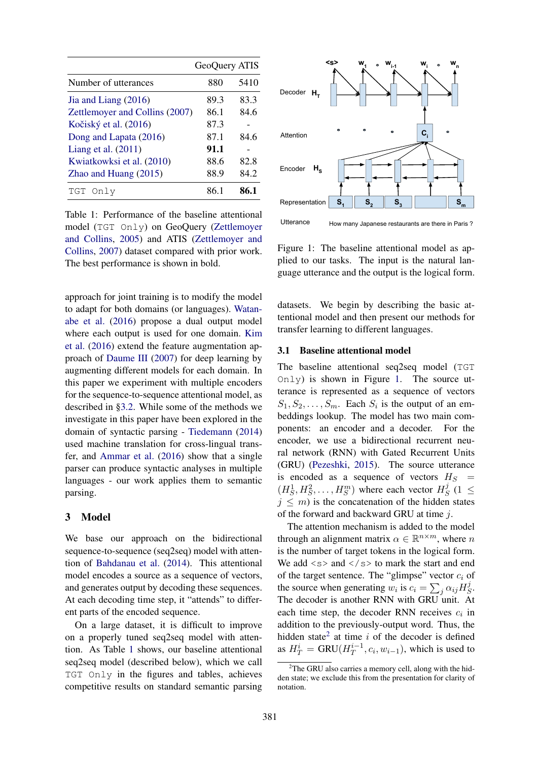|  | GeoQuery | ATIS |
|---|---|---|
| Number of utterances | 880 | 5410 |
| Jia and Liang (2016) | 89.3 | 83.3 |
| Zettlemoyer and Collins (2007) | 86.1 | 84.6 |
| Kočiský et al. (2016) | 87.3 | - |
| Dong and Lapata (2016) | 87.1 | 84.6 |
| Liang et al. (2011) | **91.1** | - |
| Kwiatkowksi et al. (2010) | 88.6 | 82.8 |
| Zhao and Huang (2015) | 88.9 | 84.2 |
| `TGT Only` | 86.1 | **86.1** |

Table 1: Performance of the baseline attentional model (`TGT Only`) on GeoQuery (Zettlemoyer and Collins, 2005) and ATIS (Zettlemoyer and Collins, 2007) dataset compared with prior work. The best performance is shown in bold.

approach for joint training is to modify the model to adapt for both domains (or languages). Watanabe et al. (2016) propose a dual output model where each output is used for one domain. Kim et al. (2016) extend the feature augmentation approach of Daume III (2007) for deep learning by augmenting different models for each domain. In this paper we experiment with multiple encoders for the sequence-to-sequence attentional model, as described in §3.2. While some of the methods we investigate in this paper have been explored in the domain of syntactic parsing - Tiedemann (2014) used machine translation for cross-lingual transfer, and Ammar et al. (2016) show that a single parser can produce syntactic analyses in multiple languages - our work applies them to semantic parsing.

## 3 Model

We base our approach on the bidirectional sequence-to-sequence (seq2seq) model with attention of Bahdanau et al. (2014). This attentional model encodes a source as a sequence of vectors, and generates output by decoding these sequences. At each decoding time step, it "attends" to different parts of the encoded sequence.

On a large dataset, it is difficult to improve on a properly tuned seq2seq model with attention. As Table 1 shows, our baseline attentional seq2seq model (described below), which we call `TGT Only` in the figures and tables, achieves competitive results on standard semantic parsing datasets. We begin by describing the basic attentional model and then present our methods for transfer learning to different languages.

Figure 1: The baseline attentional model as applied to our tasks. The input is the natural language utterance and the output is the logical form.

### 3.1 Baseline attentional model

The baseline attentional seq2seq model (`TGT Only`) is shown in Figure 1. The source utterance is represented as a sequence of vectors $S_1, S_2, \ldots, S_m$. Each $S_i$ is the output of an embeddings lookup. The model has two main components: an encoder and a decoder. For the encoder, we use a bidirectional recurrent neural network (RNN) with Gated Recurrent Units (GRU) (Pezeshki, 2015). The source utterance is encoded as a sequence of vectors $H_S = (H_S^1, H_S^2, \ldots, H_S^m)$ where each vector $H_S^j$ $(1 \leq j \leq m)$ is the concatenation of the hidden states of the forward and backward GRU at time $j$.

The attention mechanism is added to the model through an alignment matrix $\alpha \in \mathbb{R}^{n \times m}$, where $n$ is the number of target tokens in the logical form. We add <s> and </s> to mark the start and end of the target sentence. The "glimpse" vector $c_i$ of the source when generating $w_i$ is $c_i = \sum_j \alpha_{ij} H_S^j$. The decoder is another RNN with GRU unit. At each time step, the decoder RNN receives $c_i$ in addition to the previously-output word. Thus, the hidden state[2] at time $i$ of the decoder is defined as $H_T^i = \text{GRU}(H_T^{i-1}, c_i, w_{i-1})$, which is used to

[2] The GRU also carries a memory cell, along with the hidden state; we exclude this from the presentation for clarity of notation.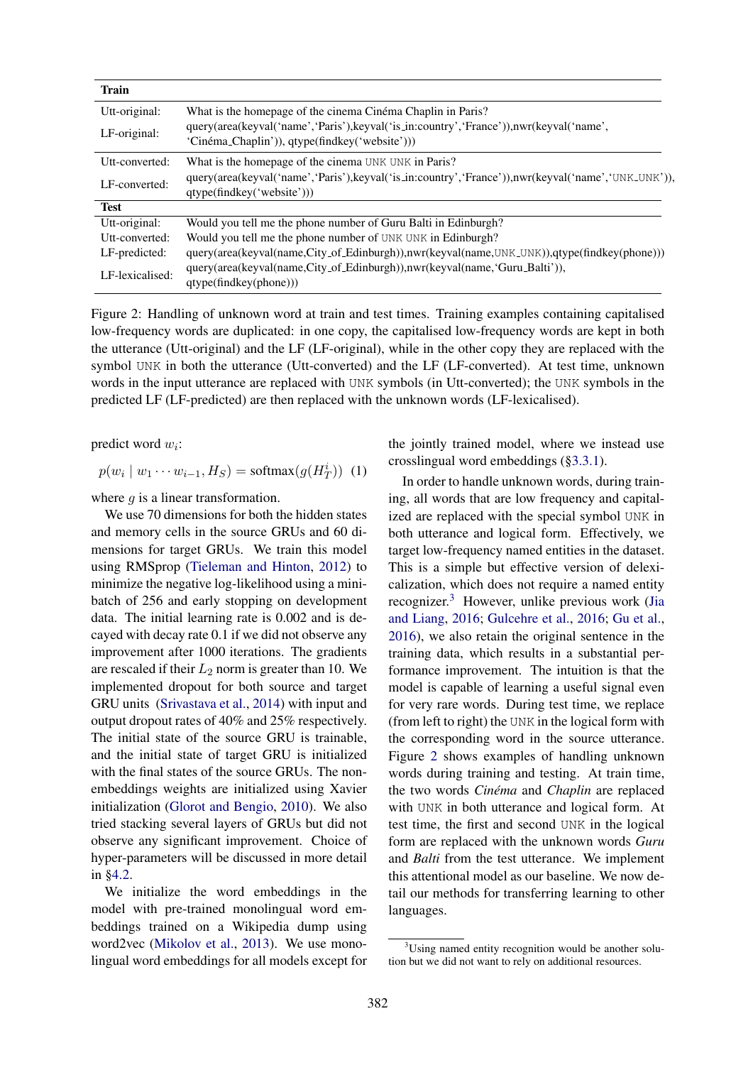| **Train** | |
|---|---|
| Utt-original: | What is the homepage of the cinema Cinéma Chaplin in Paris? |
| LF-original: | query(area(keyval('name','Paris'),keyval('is_in:country','France')),nwr(keyval('name', 'Cinéma_Chaplin')), qtype(findkey('website'))) |
| Utt-converted: | What is the homepage of the cinema UNK UNK in Paris? |
| LF-converted: | query(area(keyval('name','Paris'),keyval('is_in:country','France')),nwr(keyval('name','UNK_UNK')), qtype(findkey('website'))) |
| **Test** | |
| Utt-original: | Would you tell me the phone number of Guru Balti in Edinburgh? |
| Utt-converted: | Would you tell me the phone number of UNK UNK in Edinburgh? |
| LF-predicted: | query(area(keyval(name,City_of_Edinburgh)),nwr(keyval(name,UNK_UNK)),qtype(findkey(phone))) |
| LF-lexicalised: | query(area(keyval(name,City_of_Edinburgh)),nwr(keyval(name,'Guru_Balti')), qtype(findkey(phone))) |

Figure 2: Handling of unknown word at train and test times. Training examples containing capitalised low-frequency words are duplicated: in one copy, the capitalised low-frequency words are kept in both the utterance (Utt-original) and the LF (LF-original), while in the other copy they are replaced with the symbol UNK in both the utterance (Utt-converted) and the LF (LF-converted). At test time, unknown words in the input utterance are replaced with UNK symbols (in Utt-converted); the UNK symbols in the predicted LF (LF-predicted) are then replaced with the unknown words (LF-lexicalised).

predict word $w_i$:

$$p(w_i \mid w_1 \cdots w_{i-1}, H_S) = \text{softmax}(g(H_T^i)) \quad (1)$$

where $g$ is a linear transformation.

We use 70 dimensions for both the hidden states and memory cells in the source GRUs and 60 dimensions for target GRUs. We train this model using RMSprop (Tieleman and Hinton, 2012) to minimize the negative log-likelihood using a mini-batch of 256 and early stopping on development data. The initial learning rate is 0.002 and is decayed with decay rate 0.1 if we did not observe any improvement after 1000 iterations. The gradients are rescaled if their $L_2$ norm is greater than 10. We implemented dropout for both source and target GRU units (Srivastava et al., 2014) with input and output dropout rates of 40% and 25% respectively. The initial state of the source GRU is trainable, and the initial state of target GRU is initialized with the final states of the source GRUs. The non-embeddings weights are initialized using Xavier initialization (Glorot and Bengio, 2010). We also tried stacking several layers of GRUs but did not observe any significant improvement. Choice of hyper-parameters will be discussed in more detail in §4.2.

We initialize the word embeddings in the model with pre-trained monolingual word embeddings trained on a Wikipedia dump using word2vec (Mikolov et al., 2013). We use monolingual word embeddings for all models except for the jointly trained model, where we instead use crosslingual word embeddings (§3.3.1).

In order to handle unknown words, during training, all words that are low frequency and capitalized are replaced with the special symbol UNK in both utterance and logical form. Effectively, we target low-frequency named entities in the dataset. This is a simple but effective version of delexicalization, which does not require a named entity recognizer.[3] However, unlike previous work (Jia and Liang, 2016; Gulcehre et al., 2016; Gu et al., 2016), we also retain the original sentence in the training data, which results in a substantial performance improvement. The intuition is that the model is capable of learning a useful signal even for very rare words. During test time, we replace (from left to right) the UNK in the logical form with the corresponding word in the source utterance. Figure 2 shows examples of handling unknown words during training and testing. At train time, the two words *Cinéma* and *Chaplin* are replaced with UNK in both utterance and logical form. At test time, the first and second UNK in the logical form are replaced with the unknown words *Guru* and *Balti* from the test utterance. We implement this attentional model as our baseline. We now detail our methods for transferring learning to other languages.

[3] Using named entity recognition would be another solution but we did not want to rely on additional resources.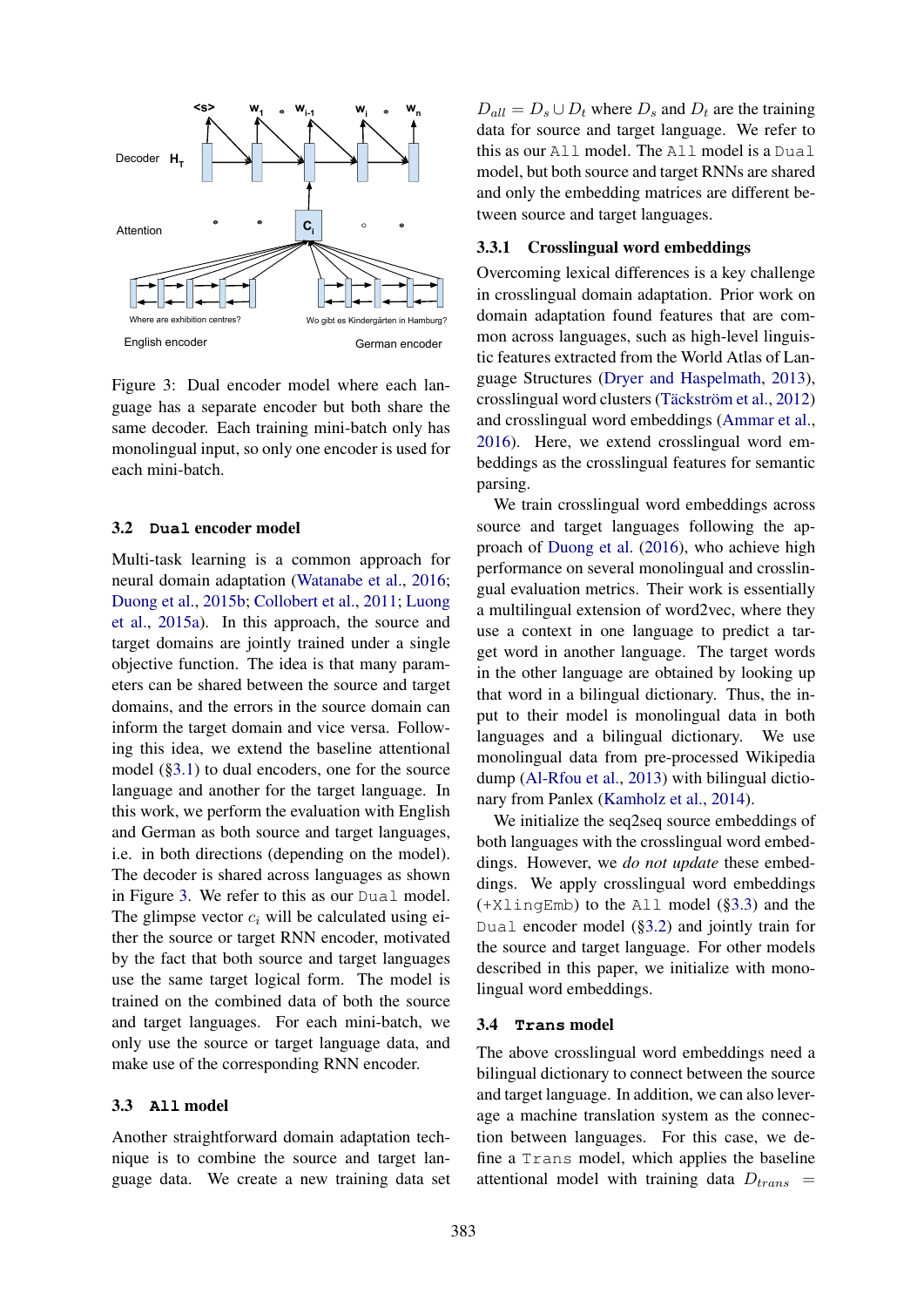Decoder $H_T$

Attention

English encoder — Where are exhibition centres?

German encoder — Wo gibt es Kindergärten in Hamburg?

Figure 3: Dual encoder model where each language has a separate encoder but both share the same decoder. Each training mini-batch only has monolingual input, so only one encoder is used for each mini-batch.

### 3.2 `Dual` encoder model

Multi-task learning is a common approach for neural domain adaptation (Watanabe et al., 2016; Duong et al., 2015b; Collobert et al., 2011; Luong et al., 2015a). In this approach, the source and target domains are jointly trained under a single objective function. The idea is that many parameters can be shared between the source and target domains, and the errors in the source domain can inform the target domain and vice versa. Following this idea, we extend the baseline attentional model (§3.1) to dual encoders, one for the source language and another for the target language. In this work, we perform the evaluation with English and German as both source and target languages, i.e. in both directions (depending on the model). The decoder is shared across languages as shown in Figure 3. We refer to this as our `Dual` model. The glimpse vector $c_i$ will be calculated using either the source or target RNN encoder, motivated by the fact that both source and target languages use the same target logical form. The model is trained on the combined data of both the source and target languages. For each mini-batch, we only use the source or target language data, and make use of the corresponding RNN encoder.

### 3.3 `All` model

Another straightforward domain adaptation technique is to combine the source and target language data. We create a new training data set $D_{all} = D_s \cup D_t$ where $D_s$ and $D_t$ are the training data for source and target language. We refer to this as our `All` model. The `All` model is a `Dual` model, but both source and target RNNs are shared and only the embedding matrices are different between source and target languages.

#### 3.3.1 Crosslingual word embeddings

Overcoming lexical differences is a key challenge in crosslingual domain adaptation. Prior work on domain adaptation found features that are common across languages, such as high-level linguistic features extracted from the World Atlas of Language Structures (Dryer and Haspelmath, 2013), crosslingual word clusters (Täckström et al., 2012) and crosslingual word embeddings (Ammar et al., 2016). Here, we extend crosslingual word embeddings as the crosslingual features for semantic parsing.

We train crosslingual word embeddings across source and target languages following the approach of Duong et al. (2016), who achieve high performance on several monolingual and crosslingual evaluation metrics. Their work is essentially a multilingual extension of word2vec, where they use a context in one language to predict a target word in another language. The target words in the other language are obtained by looking up that word in a bilingual dictionary. Thus, the input to their model is monolingual data in both languages and a bilingual dictionary. We use monolingual data from pre-processed Wikipedia dump (Al-Rfou et al., 2013) with bilingual dictionary from Panlex (Kamholz et al., 2014).

We initialize the seq2seq source embeddings of both languages with the crosslingual word embeddings. However, we *do not update* these embeddings. We apply crosslingual word embeddings (`+XlingEmb`) to the `All` model (§3.3) and the `Dual` encoder model (§3.2) and jointly train for the source and target language. For other models described in this paper, we initialize with monolingual word embeddings.

### 3.4 `Trans` model

The above crosslingual word embeddings need a bilingual dictionary to connect between the source and target language. In addition, we can also leverage a machine translation system as the connection between languages. For this case, we define a `Trans` model, which applies the baseline attentional model with training data $D_{trans}$ =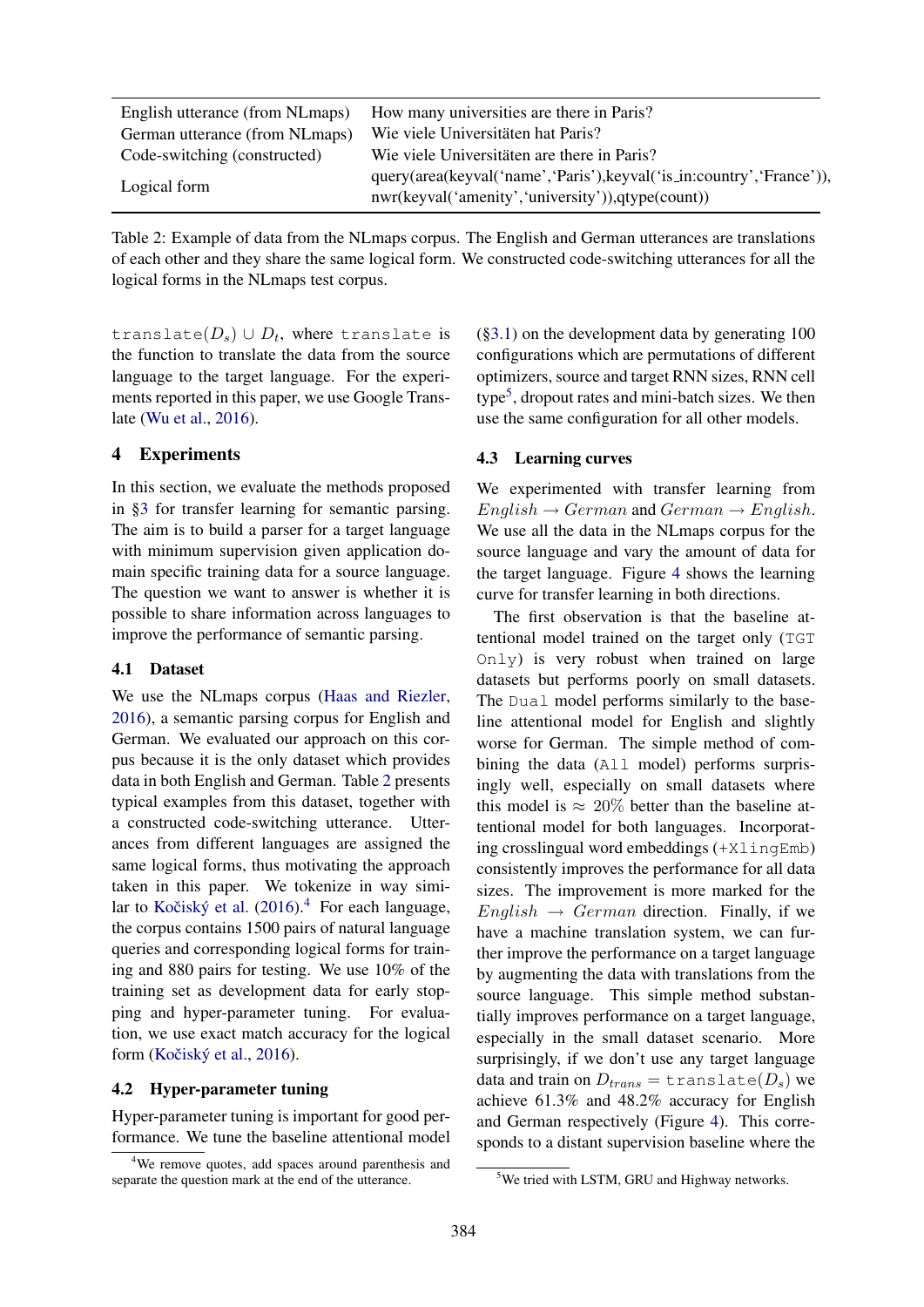| English utterance (from NLmaps) | How many universities are there in Paris? |
|---|---|
| German utterance (from NLmaps) | Wie viele Universitäten hat Paris? |
| Code-switching (constructed) | Wie viele Universitäten are there in Paris? |
| Logical form | query(area(keyval('name','Paris'),keyval('is_in:country','France')), nwr(keyval('amenity','university')),qtype(count)) |

Table 2: Example of data from the NLmaps corpus. The English and German utterances are translations of each other and they share the same logical form. We constructed code-switching utterances for all the logical forms in the NLmaps test corpus.

$\texttt{translate}(D_s) \cup D_t$, where `translate` is the function to translate the data from the source language to the target language. For the experiments reported in this paper, we use Google Translate (Wu et al., 2016).

## 4 Experiments

In this section, we evaluate the methods proposed in §3 for transfer learning for semantic parsing. The aim is to build a parser for a target language with minimum supervision given application domain specific training data for a source language. The question we want to answer is whether it is possible to share information across languages to improve the performance of semantic parsing.

### 4.1 Dataset

We use the NLmaps corpus (Haas and Riezler, 2016), a semantic parsing corpus for English and German. We evaluated our approach on this corpus because it is the only dataset which provides data in both English and German. Table 2 presents typical examples from this dataset, together with a constructed code-switching utterance. Utterances from different languages are assigned the same logical forms, thus motivating the approach taken in this paper. We tokenize in way similar to Kočiský et al. (2016).[4] For each language, the corpus contains 1500 pairs of natural language queries and corresponding logical forms for training and 880 pairs for testing. We use 10% of the training set as development data for early stopping and hyper-parameter tuning. For evaluation, we use exact match accuracy for the logical form (Kočiský et al., 2016).

### 4.2 Hyper-parameter tuning

Hyper-parameter tuning is important for good performance. We tune the baseline attentional model (§3.1) on the development data by generating 100 configurations which are permutations of different optimizers, source and target RNN sizes, RNN cell type[5], dropout rates and mini-batch sizes. We then use the same configuration for all other models.

### 4.3 Learning curves

We experimented with transfer learning from $English \rightarrow German$ and $German \rightarrow English$. We use all the data in the NLmaps corpus for the source language and vary the amount of data for the target language. Figure 4 shows the learning curve for transfer learning in both directions.

The first observation is that the baseline attentional model trained on the target only (`TGT Only`) is very robust when trained on large datasets but performs poorly on small datasets. The `Dual` model performs similarly to the baseline attentional model for English and slightly worse for German. The simple method of combining the data (`All` model) performs surprisingly well, especially on small datasets where this model is $\approx 20\%$ better than the baseline attentional model for both languages. Incorporating crosslingual word embeddings (`+XlingEmb`) consistently improves the performance for all data sizes. The improvement is more marked for the $English \rightarrow German$ direction. Finally, if we have a machine translation system, we can further improve the performance on a target language by augmenting the data with translations from the source language. This simple method substantially improves performance on a target language, especially in the small dataset scenario. More surprisingly, if we don't use any target language data and train on $D_{trans} = \texttt{translate}(D_s)$ we achieve 61.3% and 48.2% accuracy for English and German respectively (Figure 4). This corresponds to a distant supervision baseline where the

[4] We remove quotes, add spaces around parenthesis and separate the question mark at the end of the utterance.

[5] We tried with LSTM, GRU and Highway networks.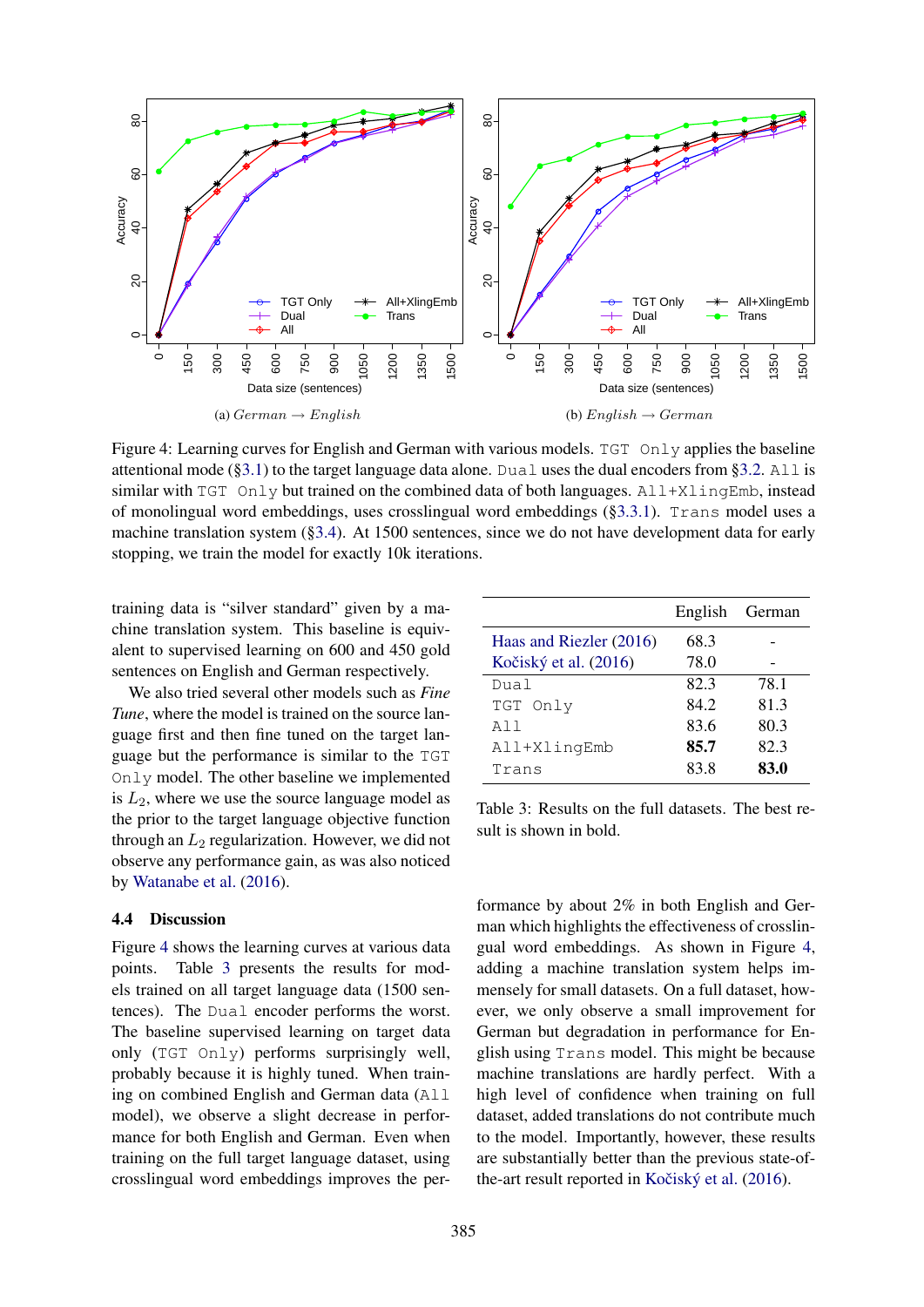(a) *German → English*

(b) *English → German*

Figure 4: Learning curves for English and German with various models. `TGT Only` applies the baseline attentional mode (§3.1) to the target language data alone. `Dual` uses the dual encoders from §3.2. `All` is similar with `TGT Only` but trained on the combined data of both languages. `All+XlingEmb`, instead of monolingual word embeddings, uses crosslingual word embeddings (§3.3.1). `Trans` model uses a machine translation system (§3.4). At 1500 sentences, since we do not have development data for early stopping, we train the model for exactly 10k iterations.

training data is "silver standard" given by a machine translation system. This baseline is equivalent to supervised learning on 600 and 450 gold sentences on English and German respectively.

We also tried several other models such as *Fine Tune*, where the model is trained on the source language first and then fine tuned on the target language but the performance is similar to the `TGT Only` model. The other baseline we implemented is $L_2$, where we use the source language model as the prior to the target language objective function through an $L_2$ regularization. However, we did not observe any performance gain, as was also noticed by Watanabe et al. (2016).

### 4.4 Discussion

Figure 4 shows the learning curves at various data points. Table 3 presents the results for models trained on all target language data (1500 sentences). The `Dual` encoder performs the worst. The baseline supervised learning on target data only (`TGT Only`) performs surprisingly well, probably because it is highly tuned. When training on combined English and German data (`All` model), we observe a slight decrease in performance for both English and German. Even when training on the full target language dataset, using crosslingual word embeddings improves the performance by about 2% in both English and German which highlights the effectiveness of crosslingual word embeddings. As shown in Figure 4, adding a machine translation system helps immensely for small datasets. On a full dataset, however, we only observe a small improvement for German but degradation in performance for English using `Trans` model. This might be because machine translations are hardly perfect. With a high level of confidence when training on full dataset, added translations do not contribute much to the model. Importantly, however, these results are substantially better than the previous state-of-the-art result reported in Kočiský et al. (2016).

| | English | German |
|---|---|---|
| Haas and Riezler (2016) | 68.3 | - |
| Kočiský et al. (2016) | 78.0 | - |
| `Dual` | 82.3 | 78.1 |
| `TGT Only` | 84.2 | 81.3 |
| `All` | 83.6 | 80.3 |
| `All+XlingEmb` | **85.7** | 82.3 |
| `Trans` | 83.8 | **83.0** |

Table 3: Results on the full datasets. The best result is shown in bold.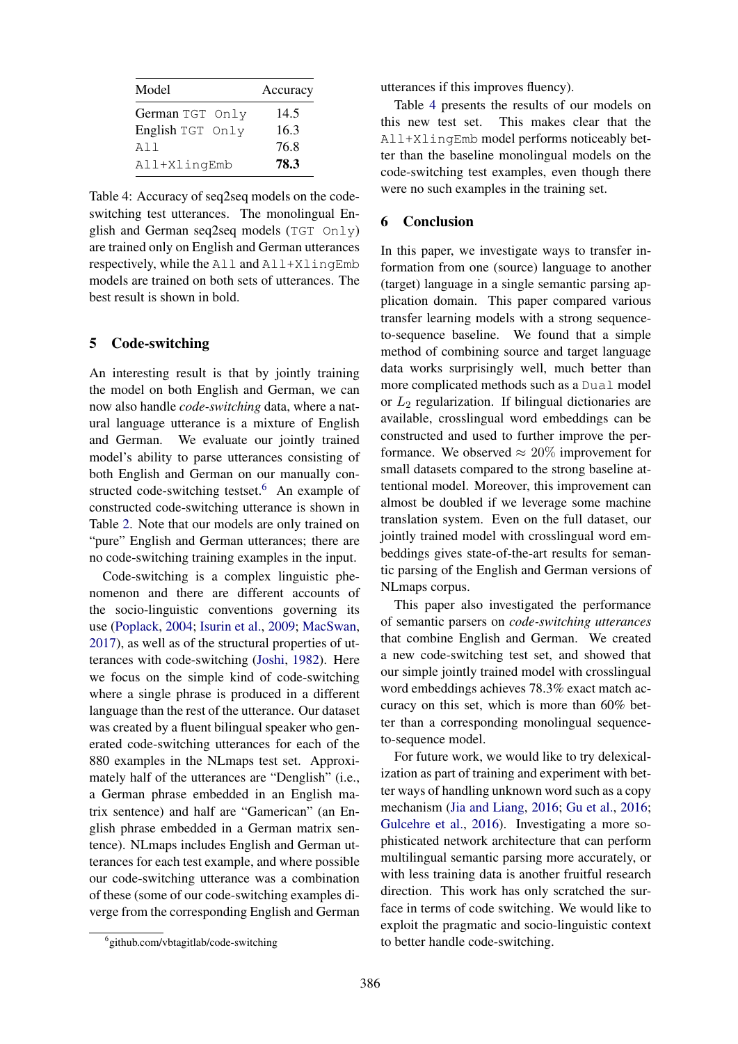| Model | Accuracy |
|---|---|
| German `TGT Only` | 14.5 |
| English `TGT Only` | 16.3 |
| `All` | 76.8 |
| `All+XlingEmb` | **78.3** |

Table 4: Accuracy of seq2seq models on the code-switching test utterances. The monolingual English and German seq2seq models (`TGT Only`) are trained only on English and German utterances respectively, while the `All` and `All+XlingEmb` models are trained on both sets of utterances. The best result is shown in bold.

## 5 Code-switching

An interesting result is that by jointly training the model on both English and German, we can now also handle *code-switching* data, where a natural language utterance is a mixture of English and German. We evaluate our jointly trained model's ability to parse utterances consisting of both English and German on our manually constructed code-switching testset.[6] An example of constructed code-switching utterance is shown in Table 2. Note that our models are only trained on "pure" English and German utterances; there are no code-switching training examples in the input.

Code-switching is a complex linguistic phenomenon and there are different accounts of the socio-linguistic conventions governing its use (Poplack, 2004; Isurin et al., 2009; MacSwan, 2017), as well as of the structural properties of utterances with code-switching (Joshi, 1982). Here we focus on the simple kind of code-switching where a single phrase is produced in a different language than the rest of the utterance. Our dataset was created by a fluent bilingual speaker who generated code-switching utterances for each of the 880 examples in the NLmaps test set. Approximately half of the utterances are "Denglish" (i.e., a German phrase embedded in an English matrix sentence) and half are "Gamerican" (an English phrase embedded in a German matrix sentence). NLmaps includes English and German utterances for each test example, and where possible our code-switching utterance was a combination of these (some of our code-switching examples diverge from the corresponding English and German utterances if this improves fluency).

Table 4 presents the results of our models on this new test set. This makes clear that the `All+XlingEmb` model performs noticeably better than the baseline monolingual models on the code-switching test examples, even though there were no such examples in the training set.

[6] github.com/vbtagitlab/code-switching

## 6 Conclusion

In this paper, we investigate ways to transfer information from one (source) language to another (target) language in a single semantic parsing application domain. This paper compared various transfer learning models with a strong sequence-to-sequence baseline. We found that a simple method of combining source and target language data works surprisingly well, much better than more complicated methods such as a `Dual` model or $L_2$ regularization. If bilingual dictionaries are available, crosslingual word embeddings can be constructed and used to further improve the performance. We observed $\approx 20\%$ improvement for small datasets compared to the strong baseline attentional model. Moreover, this improvement can almost be doubled if we leverage some machine translation system. Even on the full dataset, our jointly trained model with crosslingual word embeddings gives state-of-the-art results for semantic parsing of the English and German versions of NLmaps corpus.

This paper also investigated the performance of semantic parsers on *code-switching utterances* that combine English and German. We created a new code-switching test set, and showed that our simple jointly trained model with crosslingual word embeddings achieves 78.3% exact match accuracy on this set, which is more than 60% better than a corresponding monolingual sequence-to-sequence model.

For future work, we would like to try delexicalization as part of training and experiment with better ways of handling unknown word such as a copy mechanism (Jia and Liang, 2016; Gu et al., 2016; Gulcehre et al., 2016). Investigating a more sophisticated network architecture that can perform multilingual semantic parsing more accurately, or with less training data is another fruitful research direction. This work has only scratched the surface in terms of code switching. We would like to exploit the pragmatic and socio-linguistic context to better handle code-switching.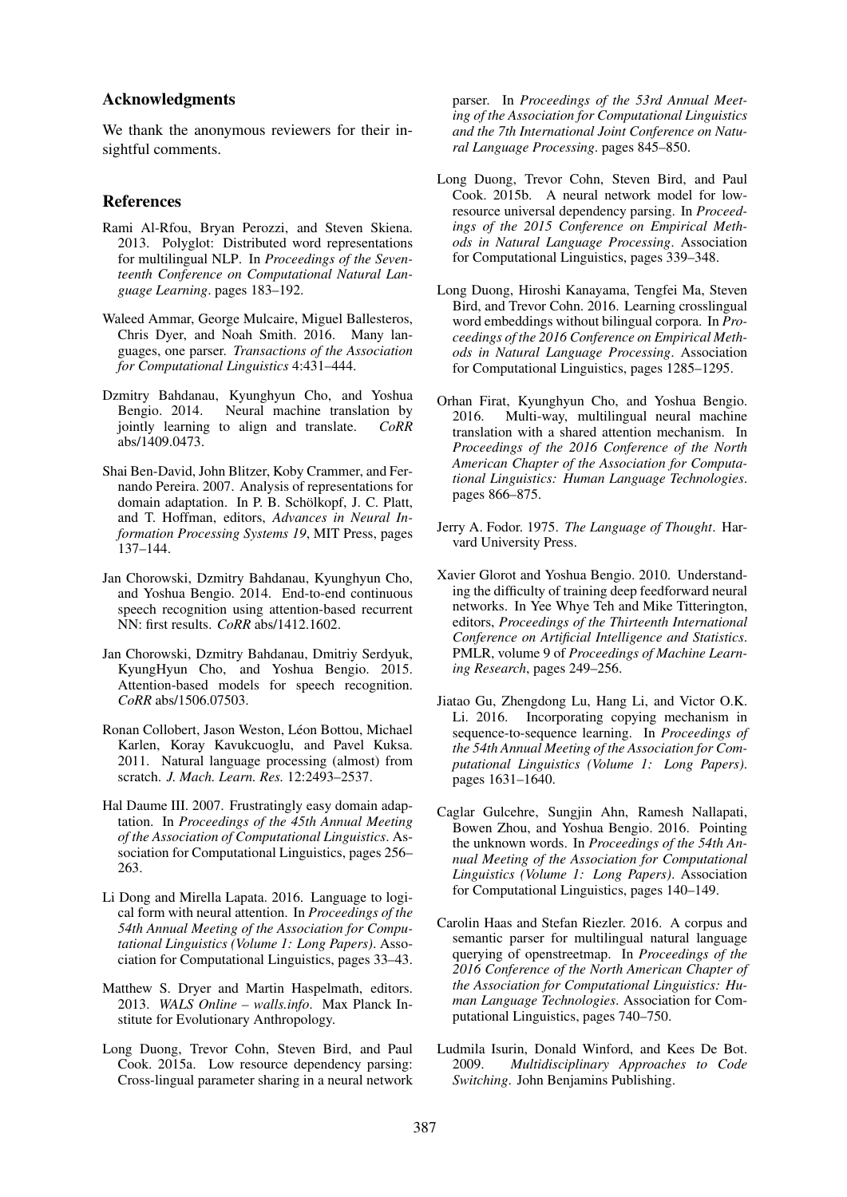## Acknowledgments

We thank the anonymous reviewers for their insightful comments.

## References

Rami Al-Rfou, Bryan Perozzi, and Steven Skiena. 2013. Polyglot: Distributed word representations for multilingual NLP. In *Proceedings of the Seventeenth Conference on Computational Natural Language Learning*. pages 183–192.

Waleed Ammar, George Mulcaire, Miguel Ballesteros, Chris Dyer, and Noah Smith. 2016. Many languages, one parser. *Transactions of the Association for Computational Linguistics* 4:431–444.

Dzmitry Bahdanau, Kyunghyun Cho, and Yoshua Bengio. 2014. Neural machine translation by jointly learning to align and translate. *CoRR* abs/1409.0473.

Shai Ben-David, John Blitzer, Koby Crammer, and Fernando Pereira. 2007. Analysis of representations for domain adaptation. In P. B. Schölkopf, J. C. Platt, and T. Hoffman, editors, *Advances in Neural Information Processing Systems 19*, MIT Press, pages 137–144.

Jan Chorowski, Dzmitry Bahdanau, Kyunghyun Cho, and Yoshua Bengio. 2014. End-to-end continuous speech recognition using attention-based recurrent NN: first results. *CoRR* abs/1412.1602.

Jan Chorowski, Dzmitry Bahdanau, Dmitriy Serdyuk, KyungHyun Cho, and Yoshua Bengio. 2015. Attention-based models for speech recognition. *CoRR* abs/1506.07503.

Ronan Collobert, Jason Weston, Léon Bottou, Michael Karlen, Koray Kavukcuoglu, and Pavel Kuksa. 2011. Natural language processing (almost) from scratch. *J. Mach. Learn. Res.* 12:2493–2537.

Hal Daume III. 2007. Frustratingly easy domain adaptation. In *Proceedings of the 45th Annual Meeting of the Association of Computational Linguistics*. Association for Computational Linguistics, pages 256–263.

Li Dong and Mirella Lapata. 2016. Language to logical form with neural attention. In *Proceedings of the 54th Annual Meeting of the Association for Computational Linguistics (Volume 1: Long Papers)*. Association for Computational Linguistics, pages 33–43.

Matthew S. Dryer and Martin Haspelmath, editors. 2013. *WALS Online – walls.info*. Max Planck Institute for Evolutionary Anthropology.

Long Duong, Trevor Cohn, Steven Bird, and Paul Cook. 2015a. Low resource dependency parsing: Cross-lingual parameter sharing in a neural network parser. In *Proceedings of the 53rd Annual Meeting of the Association for Computational Linguistics and the 7th International Joint Conference on Natural Language Processing*. pages 845–850.

Long Duong, Trevor Cohn, Steven Bird, and Paul Cook. 2015b. A neural network model for low-resource universal dependency parsing. In *Proceedings of the 2015 Conference on Empirical Methods in Natural Language Processing*. Association for Computational Linguistics, pages 339–348.

Long Duong, Hiroshi Kanayama, Tengfei Ma, Steven Bird, and Trevor Cohn. 2016. Learning crosslingual word embeddings without bilingual corpora. In *Proceedings of the 2016 Conference on Empirical Methods in Natural Language Processing*. Association for Computational Linguistics, pages 1285–1295.

Orhan Firat, Kyunghyun Cho, and Yoshua Bengio. 2016. Multi-way, multilingual neural machine translation with a shared attention mechanism. In *Proceedings of the 2016 Conference of the North American Chapter of the Association for Computational Linguistics: Human Language Technologies*. pages 866–875.

Jerry A. Fodor. 1975. *The Language of Thought*. Harvard University Press.

Xavier Glorot and Yoshua Bengio. 2010. Understanding the difficulty of training deep feedforward neural networks. In Yee Whye Teh and Mike Titterington, editors, *Proceedings of the Thirteenth International Conference on Artificial Intelligence and Statistics*. PMLR, volume 9 of *Proceedings of Machine Learning Research*, pages 249–256.

Jiatao Gu, Zhengdong Lu, Hang Li, and Victor O.K. Li. 2016. Incorporating copying mechanism in sequence-to-sequence learning. In *Proceedings of the 54th Annual Meeting of the Association for Computational Linguistics (Volume 1: Long Papers)*. pages 1631–1640.

Caglar Gulcehre, Sungjin Ahn, Ramesh Nallapati, Bowen Zhou, and Yoshua Bengio. 2016. Pointing the unknown words. In *Proceedings of the 54th Annual Meeting of the Association for Computational Linguistics (Volume 1: Long Papers)*. Association for Computational Linguistics, pages 140–149.

Carolin Haas and Stefan Riezler. 2016. A corpus and semantic parser for multilingual natural language querying of openstreetmap. In *Proceedings of the 2016 Conference of the North American Chapter of the Association for Computational Linguistics: Human Language Technologies*. Association for Computational Linguistics, pages 740–750.

Ludmila Isurin, Donald Winford, and Kees De Bot. 2009. *Multidisciplinary Approaches to Code Switching*. John Benjamins Publishing.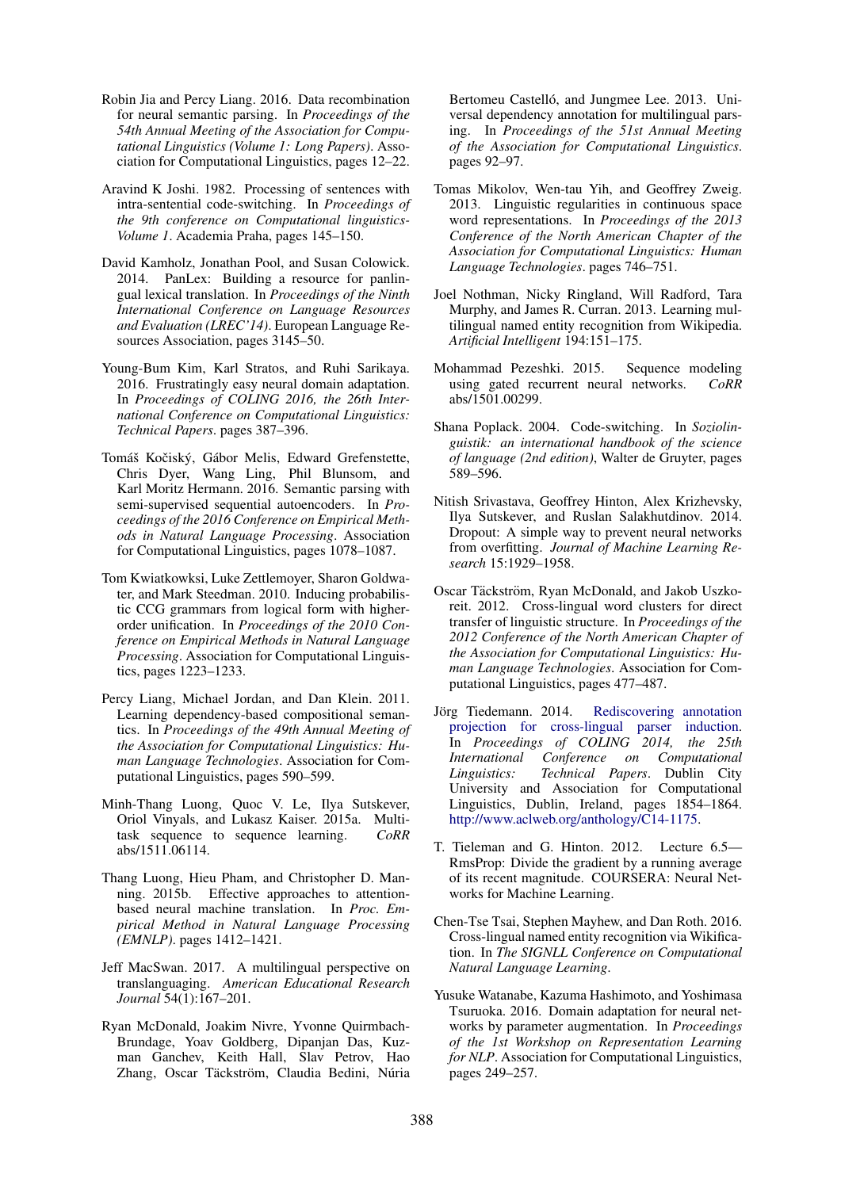Robin Jia and Percy Liang. 2016. Data recombination for neural semantic parsing. In *Proceedings of the 54th Annual Meeting of the Association for Computational Linguistics (Volume 1: Long Papers)*. Association for Computational Linguistics, pages 12–22.

Aravind K Joshi. 1982. Processing of sentences with intra-sentential code-switching. In *Proceedings of the 9th conference on Computational linguistics-Volume 1*. Academia Praha, pages 145–150.

David Kamholz, Jonathan Pool, and Susan Colowick. 2014. PanLex: Building a resource for panlingual lexical translation. In *Proceedings of the Ninth International Conference on Language Resources and Evaluation (LREC'14)*. European Language Resources Association, pages 3145–50.

Young-Bum Kim, Karl Stratos, and Ruhi Sarikaya. 2016. Frustratingly easy neural domain adaptation. In *Proceedings of COLING 2016, the 26th International Conference on Computational Linguistics: Technical Papers*. pages 387–396.

Tomáš Kočiský, Gábor Melis, Edward Grefenstette, Chris Dyer, Wang Ling, Phil Blunsom, and Karl Moritz Hermann. 2016. Semantic parsing with semi-supervised sequential autoencoders. In *Proceedings of the 2016 Conference on Empirical Methods in Natural Language Processing*. Association for Computational Linguistics, pages 1078–1087.

Tom Kwiatkowksi, Luke Zettlemoyer, Sharon Goldwater, and Mark Steedman. 2010. Inducing probabilistic CCG grammars from logical form with higher-order unification. In *Proceedings of the 2010 Conference on Empirical Methods in Natural Language Processing*. Association for Computational Linguistics, pages 1223–1233.

Percy Liang, Michael Jordan, and Dan Klein. 2011. Learning dependency-based compositional semantics. In *Proceedings of the 49th Annual Meeting of the Association for Computational Linguistics: Human Language Technologies*. Association for Computational Linguistics, pages 590–599.

Minh-Thang Luong, Quoc V. Le, Ilya Sutskever, Oriol Vinyals, and Lukasz Kaiser. 2015a. Multi-task sequence to sequence learning. *CoRR* abs/1511.06114.

Thang Luong, Hieu Pham, and Christopher D. Manning. 2015b. Effective approaches to attention-based neural machine translation. In *Proc. Empirical Method in Natural Language Processing (EMNLP)*. pages 1412–1421.

Jeff MacSwan. 2017. A multilingual perspective on translanguaging. *American Educational Research Journal* 54(1):167–201.

Ryan McDonald, Joakim Nivre, Yvonne Quirmbach-Brundage, Yoav Goldberg, Dipanjan Das, Kuzman Ganchev, Keith Hall, Slav Petrov, Hao Zhang, Oscar Täckström, Claudia Bedini, Núria Bertomeu Castelló, and Jungmee Lee. 2013. Universal dependency annotation for multilingual parsing. In *Proceedings of the 51st Annual Meeting of the Association for Computational Linguistics*. pages 92–97.

Tomas Mikolov, Wen-tau Yih, and Geoffrey Zweig. 2013. Linguistic regularities in continuous space word representations. In *Proceedings of the 2013 Conference of the North American Chapter of the Association for Computational Linguistics: Human Language Technologies*. pages 746–751.

Joel Nothman, Nicky Ringland, Will Radford, Tara Murphy, and James R. Curran. 2013. Learning multilingual named entity recognition from Wikipedia. *Artificial Intelligent* 194:151–175.

Mohammad Pezeshki. 2015. Sequence modeling using gated recurrent neural networks. *CoRR* abs/1501.00299.

Shana Poplack. 2004. Code-switching. In *Soziolinguistik: an international handbook of the science of language (2nd edition)*, Walter de Gruyter, pages 589–596.

Nitish Srivastava, Geoffrey Hinton, Alex Krizhevsky, Ilya Sutskever, and Ruslan Salakhutdinov. 2014. Dropout: A simple way to prevent neural networks from overfitting. *Journal of Machine Learning Research* 15:1929–1958.

Oscar Täckström, Ryan McDonald, and Jakob Uszkoreit. 2012. Cross-lingual word clusters for direct transfer of linguistic structure. In *Proceedings of the 2012 Conference of the North American Chapter of the Association for Computational Linguistics: Human Language Technologies*. Association for Computational Linguistics, pages 477–487.

Jörg Tiedemann. 2014. Rediscovering annotation projection for cross-lingual parser induction. In *Proceedings of COLING 2014, the 25th International Conference on Computational Linguistics: Technical Papers*. Dublin City University and Association for Computational Linguistics, Dublin, Ireland, pages 1854–1864. http://www.aclweb.org/anthology/C14-1175.

T. Tieleman and G. Hinton. 2012. Lecture 6.5—RmsProp: Divide the gradient by a running average of its recent magnitude. COURSERA: Neural Networks for Machine Learning.

Chen-Tse Tsai, Stephen Mayhew, and Dan Roth. 2016. Cross-lingual named entity recognition via Wikification. In *The SIGNLL Conference on Computational Natural Language Learning*.

Yusuke Watanabe, Kazuma Hashimoto, and Yoshimasa Tsuruoka. 2016. Domain adaptation for neural networks by parameter augmentation. In *Proceedings of the 1st Workshop on Representation Learning for NLP*. Association for Computational Linguistics, pages 249–257.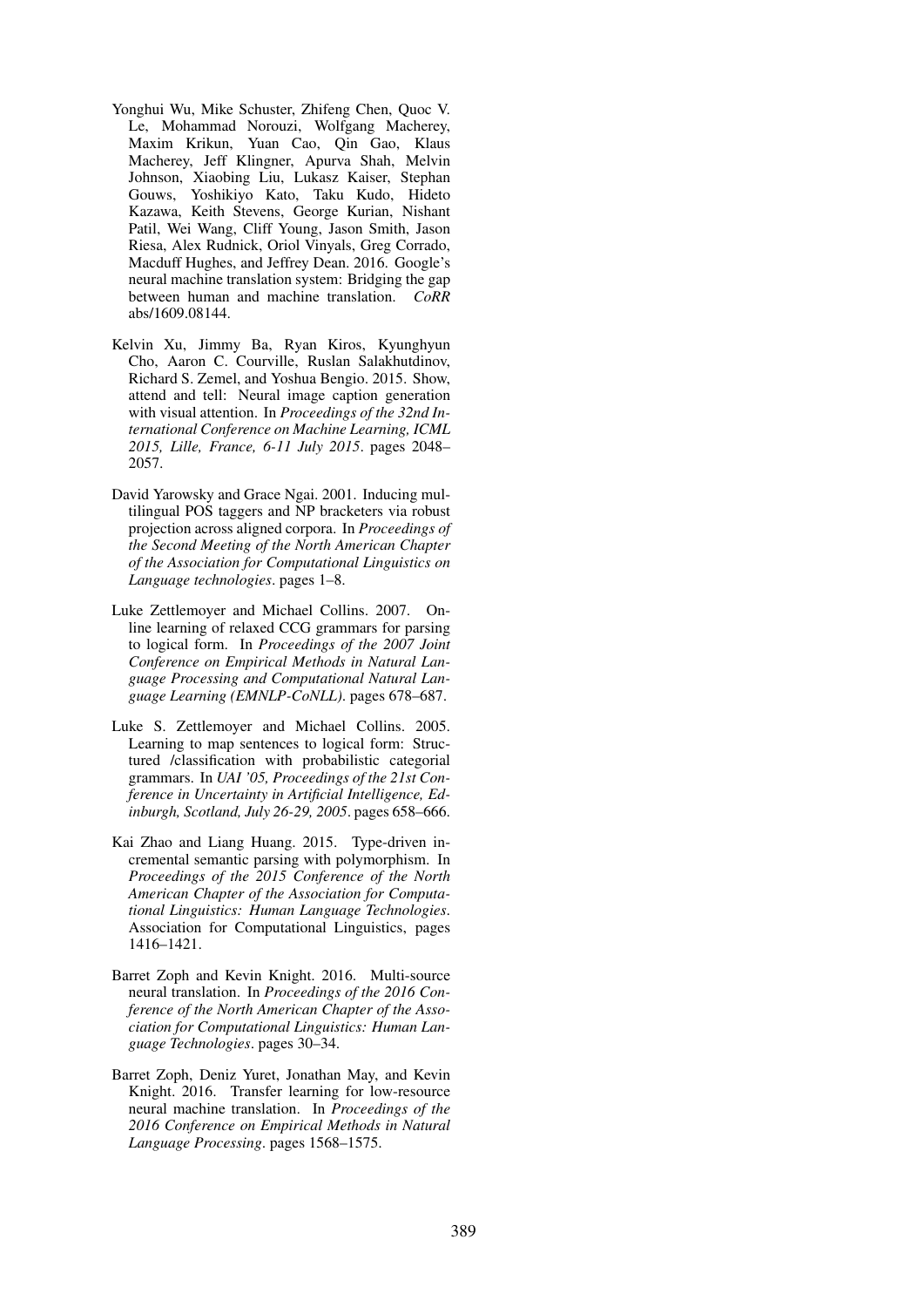Yonghui Wu, Mike Schuster, Zhifeng Chen, Quoc V. Le, Mohammad Norouzi, Wolfgang Macherey, Maxim Krikun, Yuan Cao, Qin Gao, Klaus Macherey, Jeff Klingner, Apurva Shah, Melvin Johnson, Xiaobing Liu, Lukasz Kaiser, Stephan Gouws, Yoshikiyo Kato, Taku Kudo, Hideto Kazawa, Keith Stevens, George Kurian, Nishant Patil, Wei Wang, Cliff Young, Jason Smith, Jason Riesa, Alex Rudnick, Oriol Vinyals, Greg Corrado, Macduff Hughes, and Jeffrey Dean. 2016. Google's neural machine translation system: Bridging the gap between human and machine translation. *CoRR* abs/1609.08144.

Kelvin Xu, Jimmy Ba, Ryan Kiros, Kyunghyun Cho, Aaron C. Courville, Ruslan Salakhutdinov, Richard S. Zemel, and Yoshua Bengio. 2015. Show, attend and tell: Neural image caption generation with visual attention. In *Proceedings of the 32nd International Conference on Machine Learning, ICML 2015, Lille, France, 6-11 July 2015*. pages 2048–2057.

David Yarowsky and Grace Ngai. 2001. Inducing multilingual POS taggers and NP bracketers via robust projection across aligned corpora. In *Proceedings of the Second Meeting of the North American Chapter of the Association for Computational Linguistics on Language technologies*. pages 1–8.

Luke Zettlemoyer and Michael Collins. 2007. Online learning of relaxed CCG grammars for parsing to logical form. In *Proceedings of the 2007 Joint Conference on Empirical Methods in Natural Language Processing and Computational Natural Language Learning (EMNLP-CoNLL)*. pages 678–687.

Luke S. Zettlemoyer and Michael Collins. 2005. Learning to map sentences to logical form: Structured /classification with probabilistic categorial grammars. In *UAI '05, Proceedings of the 21st Conference in Uncertainty in Artificial Intelligence, Edinburgh, Scotland, July 26-29, 2005*. pages 658–666.

Kai Zhao and Liang Huang. 2015. Type-driven incremental semantic parsing with polymorphism. In *Proceedings of the 2015 Conference of the North American Chapter of the Association for Computational Linguistics: Human Language Technologies*. Association for Computational Linguistics, pages 1416–1421.

Barret Zoph and Kevin Knight. 2016. Multi-source neural translation. In *Proceedings of the 2016 Conference of the North American Chapter of the Association for Computational Linguistics: Human Language Technologies*. pages 30–34.

Barret Zoph, Deniz Yuret, Jonathan May, and Kevin Knight. 2016. Transfer learning for low-resource neural machine translation. In *Proceedings of the 2016 Conference on Empirical Methods in Natural Language Processing*. pages 1568–1575.